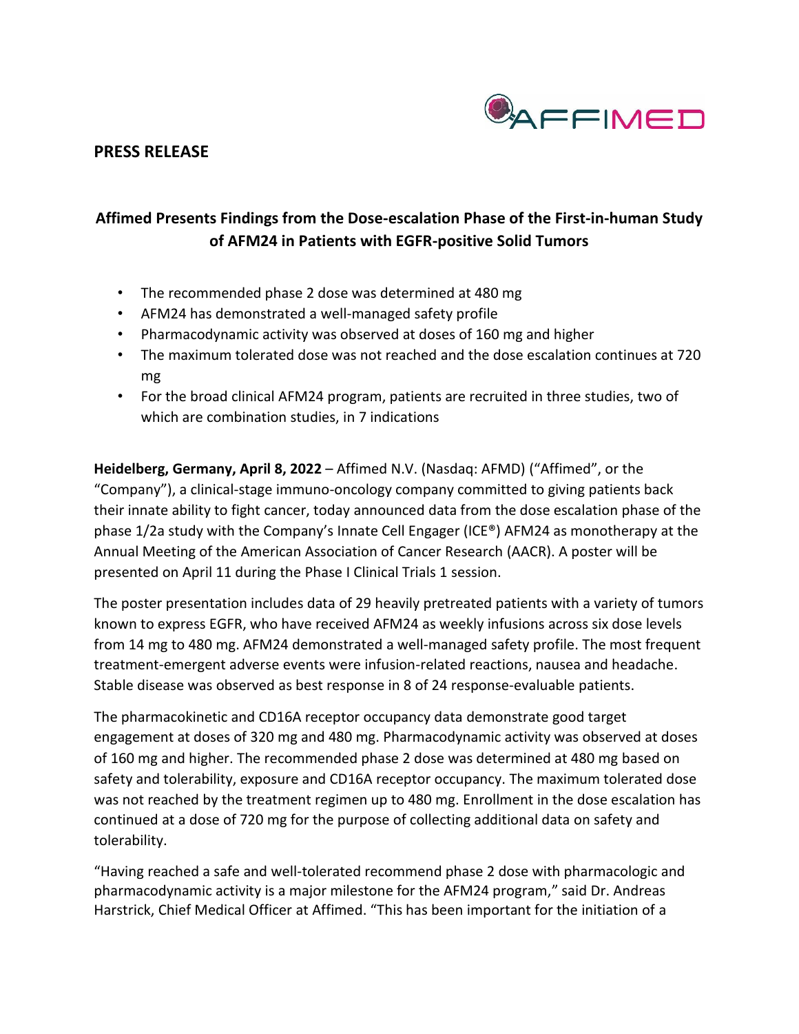# PRESS RELEASE

## Affimed Presents Findings from the Dose-escalation Phase of the First-in-human Study of AFM24 in Patients with EGFR-positive Solid Tumors

- The recommended phase 2 dose was determined at 480 mg
- AFM24 has demonstrated a well-managed safety profile
- Pharmacodynamic activity was observed at doses of 160 mg and higher
- The maximum tolerated dose was not reached and the dose escalation continues at 720 mg
- For the broad clinical AFM24 program, patients are recruited in three studies, two of which are combination studies, in 7 indications

**Heidelberg, Germany, April 8, 2022** – Affimed N.V. (Nasdaq: AFMD) ("Affimed", or the "Company"), a clinical-stage immuno-oncology company committed to giving patients back their innate ability to fight cancer, today announced data from the dose escalation phase of the phase 1/2a study with the Company's Innate Cell Engager (ICE®) AFM24 as monotherapy at the Annual Meeting of the American Association of Cancer Research (AACR). A poster will be presented on April 11 during the Phase I Clinical Trials 1 session.

The poster presentation includes data of 29 heavily pretreated patients with a variety of tumors known to express EGFR, who have received AFM24 as weekly infusions across six dose levels from 14 mg to 480 mg. AFM24 demonstrated a well-managed safety profile. The most frequent treatment-emergent adverse events were infusion-related reactions, nausea and headache. Stable disease was observed as best response in 8 of 24 response-evaluable patients.

The pharmacokinetic and CD16A receptor occupancy data demonstrate good target engagement at doses of 320 mg and 480 mg. Pharmacodynamic activity was observed at doses of 160 mg and higher. The recommended phase 2 dose was determined at 480 mg based on safety and tolerability, exposure and CD16A receptor occupancy. The maximum tolerated dose was not reached by the treatment regimen up to 480 mg. Enrollment in the dose escalation has continued at a dose of 720 mg for the purpose of collecting additional data on safety and tolerability.

"Having reached a safe and well-tolerated recommend phase 2 dose with pharmacologic and pharmacodynamic activity is a major milestone for the AFM24 program," said Dr. Andreas Harstrick, Chief Medical Officer at Affimed. "This has been important for the initiation of a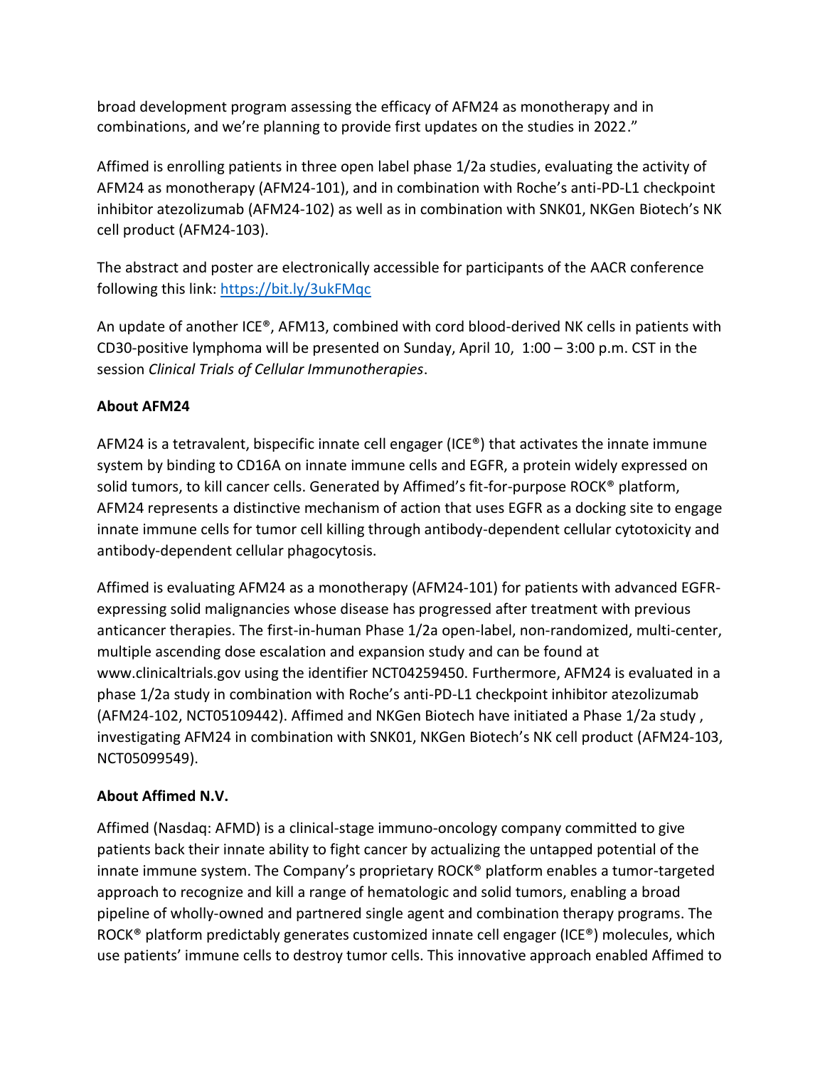broad development program assessing the efficacy of AFM24 as monotherapy and in combinations, and we're planning to provide first updates on the studies in 2022."

Affimed is enrolling patients in three open label phase 1/2a studies, evaluating the activity of AFM24 as monotherapy (AFM24-101), and in combination with Roche's anti-PD-L1 checkpoint inhibitor atezolizumab (AFM24-102) as well as in combination with SNK01, NKGen Biotech's NK cell product (AFM24-103).

The abstract and poster are electronically accessible for participants of the AACR conference following this link: [https://bit.ly/3ukFMqc](https://bit.ly/3ukFMqc)

An update of another ICE®, AFM13, combined with cord blood-derived NK cells in patients with CD30-positive lymphoma will be presented on Sunday, April 10, 1:00 – 3:00 p.m. CST in the session *Clinical Trials of Cellular Immunotherapies*.

**About AFM24**

AFM24 is a tetravalent, bispecific innate cell engager (ICE®) that activates the innate immune system by binding to CD16A on innate immune cells and EGFR, a protein widely expressed on solid tumors, to kill cancer cells. Generated by Affimed's fit-for-purpose ROCK® platform, AFM24 represents a distinctive mechanism of action that uses EGFR as a docking site to engage innate immune cells for tumor cell killing through antibody-dependent cellular cytotoxicity and antibody-dependent cellular phagocytosis.

Affimed is evaluating AFM24 as a monotherapy (AFM24-101) for patients with advanced EGFR-expressing solid malignancies whose disease has progressed after treatment with previous anticancer therapies. The first-in-human Phase 1/2a open-label, non-randomized, multi-center, multiple ascending dose escalation and expansion study and can be found at www.clinicaltrials.gov using the identifier NCT04259450. Furthermore, AFM24 is evaluated in a phase 1/2a study in combination with Roche's anti-PD-L1 checkpoint inhibitor atezolizumab (AFM24-102, NCT05109442). Affimed and NKGen Biotech have initiated a Phase 1/2a study , investigating AFM24 in combination with SNK01, NKGen Biotech's NK cell product (AFM24-103, NCT05099549).

**About Affimed N.V.**

Affimed (Nasdaq: AFMD) is a clinical-stage immuno-oncology company committed to give patients back their innate ability to fight cancer by actualizing the untapped potential of the innate immune system. The Company's proprietary ROCK® platform enables a tumor-targeted approach to recognize and kill a range of hematologic and solid tumors, enabling a broad pipeline of wholly-owned and partnered single agent and combination therapy programs. The ROCK® platform predictably generates customized innate cell engager (ICE®) molecules, which use patients' immune cells to destroy tumor cells. This innovative approach enabled Affimed to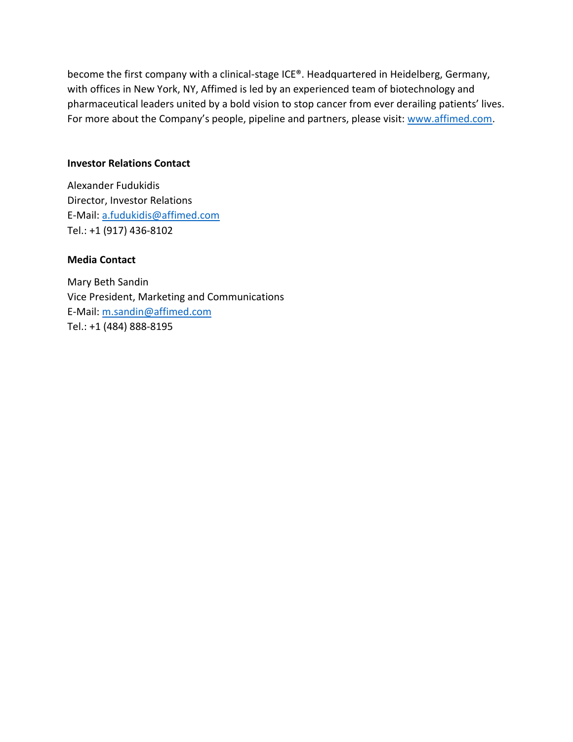become the first company with a clinical-stage ICE®. Headquartered in Heidelberg, Germany, with offices in New York, NY, Affimed is led by an experienced team of biotechnology and pharmaceutical leaders united by a bold vision to stop cancer from ever derailing patients' lives. For more about the Company's people, pipeline and partners, please visit: [www.affimed.com](http://www.affimed.com).

**Investor Relations Contact**

Alexander Fudukidis  
Director, Investor Relations  
E-Mail: [a.fudukidis@affimed.com](mailto:a.fudukidis@affimed.com)  
Tel.: +1 (917) 436-8102

**Media Contact**

Mary Beth Sandin  
Vice President, Marketing and Communications  
E-Mail: [m.sandin@affimed.com](mailto:m.sandin@affimed.com)  
Tel.: +1 (484) 888-8195